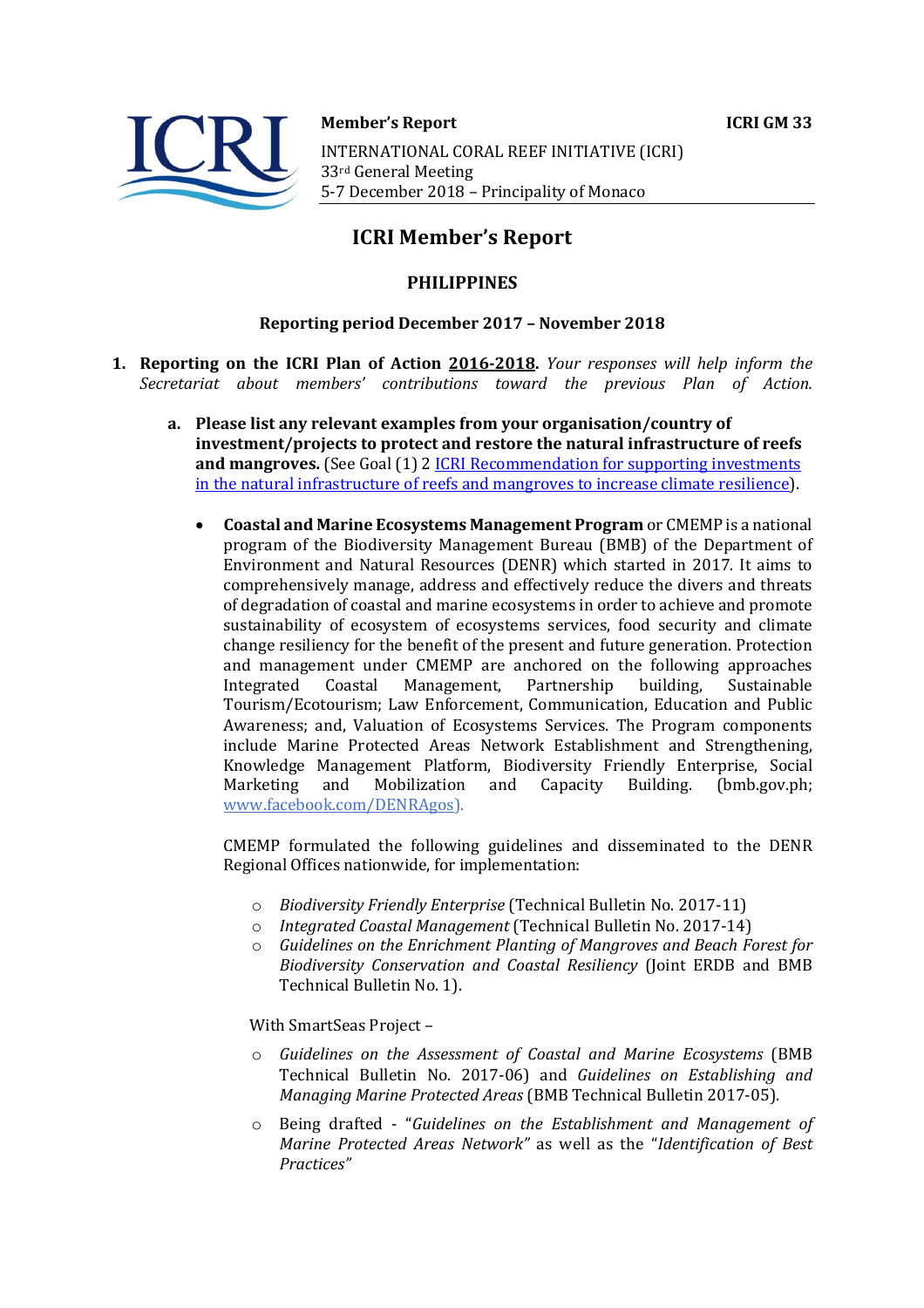**Member's Report** **ICRI GM 33**

INTERNATIONAL CORAL REEF INITIATIVE (ICRI)
33rd General Meeting
5-7 December 2018 – Principality of Monaco

# ICRI Member's Report

## PHILIPPINES

### Reporting period December 2017 – November 2018

1. **Reporting on the ICRI Plan of Action 2016-2018.** *Your responses will help inform the Secretariat about members' contributions toward the previous Plan of Action.*

   a. **Please list any relevant examples from your organisation/country of investment/projects to protect and restore the natural infrastructure of reefs and mangroves.** (See Goal (1) 2 [ICRI Recommendation for supporting investments in the natural infrastructure of reefs and mangroves to increase climate resilience](#)).

   - **Coastal and Marine Ecosystems Management Program** or CMEMP is a national program of the Biodiversity Management Bureau (BMB) of the Department of Environment and Natural Resources (DENR) which started in 2017. It aims to comprehensively manage, address and effectively reduce the divers and threats of degradation of coastal and marine ecosystems in order to achieve and promote sustainability of ecosystem of ecosystems services, food security and climate change resiliency for the benefit of the present and future generation. Protection and management under CMEMP are anchored on the following approaches Integrated Coastal Management, Partnership building, Sustainable Tourism/Ecotourism; Law Enforcement, Communication, Education and Public Awareness; and, Valuation of Ecosystems Services. The Program components include Marine Protected Areas Network Establishment and Strengthening, Knowledge Management Platform, Biodiversity Friendly Enterprise, Social Marketing and Mobilization and Capacity Building. (bmb.gov.ph; www.facebook.com/DENRAgos).

     CMEMP formulated the following guidelines and disseminated to the DENR Regional Offices nationwide, for implementation:

     - *Biodiversity Friendly Enterprise* (Technical Bulletin No. 2017-11)
     - *Integrated Coastal Management* (Technical Bulletin No. 2017-14)
     - *Guidelines on the Enrichment Planting of Mangroves and Beach Forest for Biodiversity Conservation and Coastal Resiliency* (Joint ERDB and BMB Technical Bulletin No. 1).

     With SmartSeas Project –

     - *Guidelines on the Assessment of Coastal and Marine Ecosystems* (BMB Technical Bulletin No. 2017-06) and *Guidelines on Establishing and Managing Marine Protected Areas* (BMB Technical Bulletin 2017-05).
     - Being drafted - "*Guidelines on the Establishment and Management of Marine Protected Areas Network*" as well as the "*Identification of Best Practices*"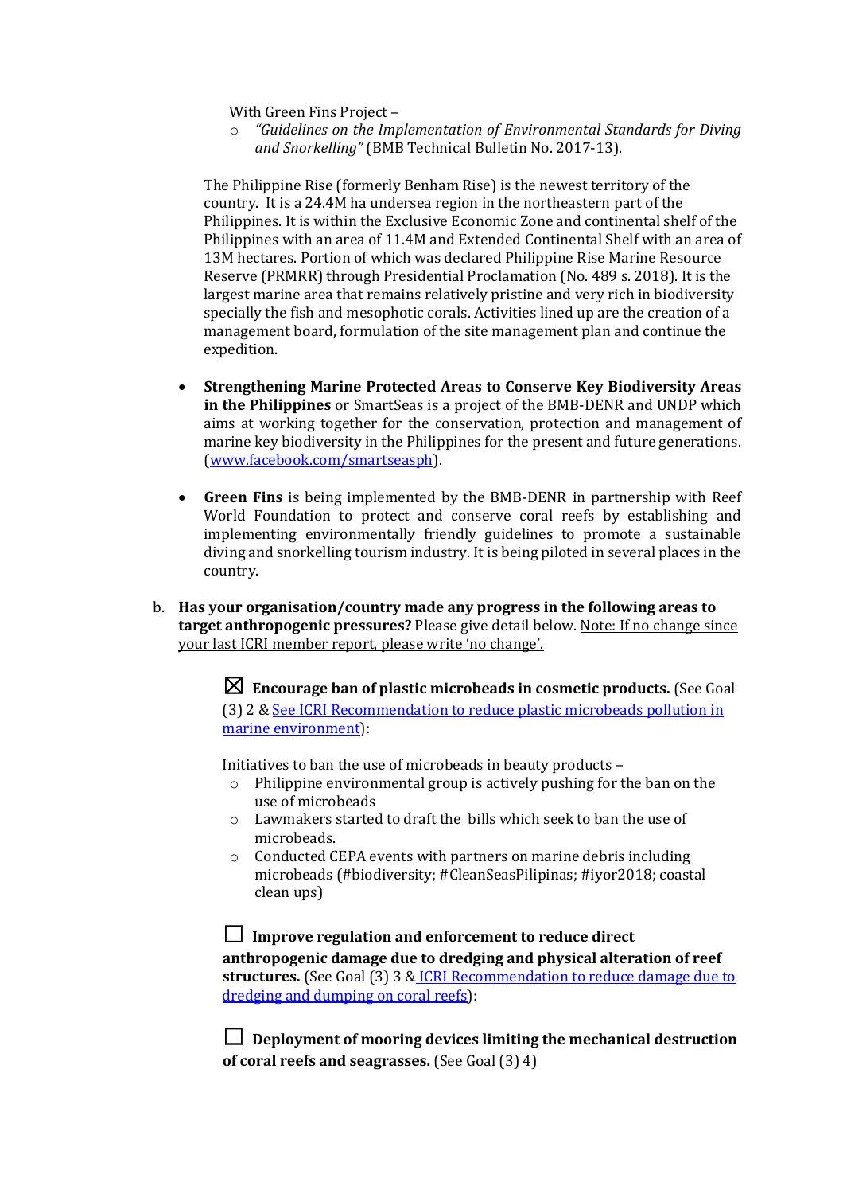With Green Fins Project –

- *"Guidelines on the Implementation of Environmental Standards for Diving and Snorkelling"* (BMB Technical Bulletin No. 2017-13).

The Philippine Rise (formerly Benham Rise) is the newest territory of the country. It is a 24.4M ha undersea region in the northeastern part of the Philippines. It is within the Exclusive Economic Zone and continental shelf of the Philippines with an area of 11.4M and Extended Continental Shelf with an area of 13M hectares. Portion of which was declared Philippine Rise Marine Resource Reserve (PRMRR) through Presidential Proclamation (No. 489 s. 2018). It is the largest marine area that remains relatively pristine and very rich in biodiversity specially the fish and mesophotic corals. Activities lined up are the creation of a management board, formulation of the site management plan and continue the expedition.

- **Strengthening Marine Protected Areas to Conserve Key Biodiversity Areas in the Philippines** or SmartSeas is a project of the BMB-DENR and UNDP which aims at working together for the conservation, protection and management of marine key biodiversity in the Philippines for the present and future generations. ([www.facebook.com/smartseasph](www.facebook.com/smartseasph)).

- **Green Fins** is being implemented by the BMB-DENR in partnership with Reef World Foundation to protect and conserve coral reefs by establishing and implementing environmentally friendly guidelines to promote a sustainable diving and snorkelling tourism industry. It is being piloted in several places in the country.

b. **Has your organisation/country made any progress in the following areas to target anthropogenic pressures?** Please give detail below. Note: If no change since your last ICRI member report, please write 'no change'.

☒ **Encourage ban of plastic microbeads in cosmetic products.** (See Goal (3) 2 & See ICRI Recommendation to reduce plastic microbeads pollution in marine environment):

Initiatives to ban the use of microbeads in beauty products –

- Philippine environmental group is actively pushing for the ban on the use of microbeads
- Lawmakers started to draft the bills which seek to ban the use of microbeads.
- Conducted CEPA events with partners on marine debris including microbeads (#biodiversity; #CleanSeasPilipinas; #iyor2018; coastal clean ups)

☐ **Improve regulation and enforcement to reduce direct anthropogenic damage due to dredging and physical alteration of reef structures.** (See Goal (3) 3 & ICRI Recommendation to reduce damage due to dredging and dumping on coral reefs):

☐ **Deployment of mooring devices limiting the mechanical destruction of coral reefs and seagrasses.** (See Goal (3) 4)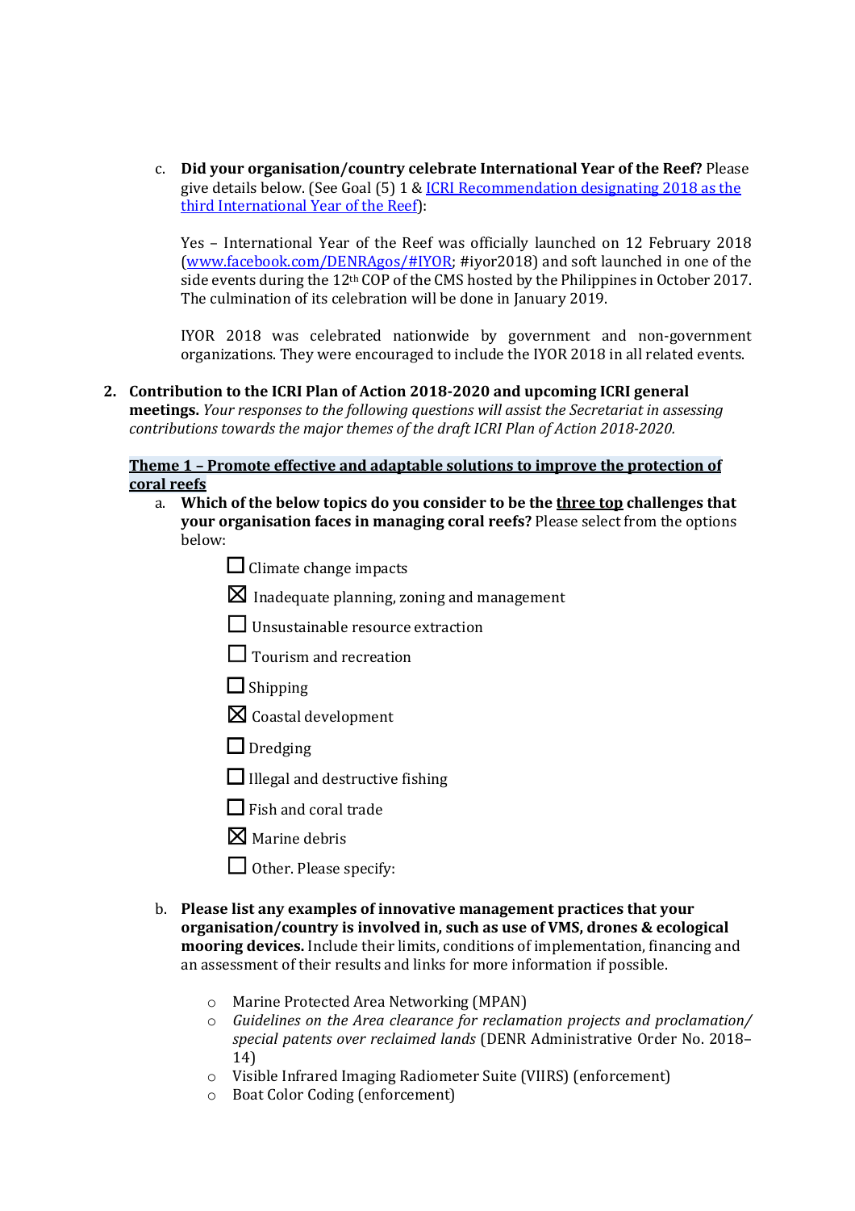c. **Did your organisation/country celebrate International Year of the Reef?** Please give details below. (See Goal (5) 1 & [ICRI Recommendation designating 2018 as the third International Year of the Reef]()):

   Yes – International Year of the Reef was officially launched on 12 February 2018 ([www.facebook.com/DENRAgos/#IYOR](www.facebook.com/DENRAgos/#IYOR); #iyor2018) and soft launched in one of the side events during the 12th COP of the CMS hosted by the Philippines in October 2017. The culmination of its celebration will be done in January 2019.

   IYOR 2018 was celebrated nationwide by government and non-government organizations. They were encouraged to include the IYOR 2018 in all related events.

**2. Contribution to the ICRI Plan of Action 2018-2020 and upcoming ICRI general meetings.** *Your responses to the following questions will assist the Secretariat in assessing contributions towards the major themes of the draft ICRI Plan of Action 2018-2020.*

**Theme 1 – Promote effective and adaptable solutions to improve the protection of coral reefs**

a. **Which of the below topics do you consider to be the three top challenges that your organisation faces in managing coral reefs?** Please select from the options below:

   - ☐ Climate change impacts
   - ☒ Inadequate planning, zoning and management
   - ☐ Unsustainable resource extraction
   - ☐ Tourism and recreation
   - ☐ Shipping
   - ☒ Coastal development
   - ☐ Dredging
   - ☐ Illegal and destructive fishing
   - ☐ Fish and coral trade
   - ☒ Marine debris
   - ☐ Other. Please specify:

b. **Please list any examples of innovative management practices that your organisation/country is involved in, such as use of VMS, drones & ecological mooring devices.** Include their limits, conditions of implementation, financing and an assessment of their results and links for more information if possible.

   - Marine Protected Area Networking (MPAN)
   - *Guidelines on the Area clearance for reclamation projects and proclamation/ special patents over reclaimed lands* (DENR Administrative Order No. 2018–14)
   - Visible Infrared Imaging Radiometer Suite (VIIRS) (enforcement)
   - Boat Color Coding (enforcement)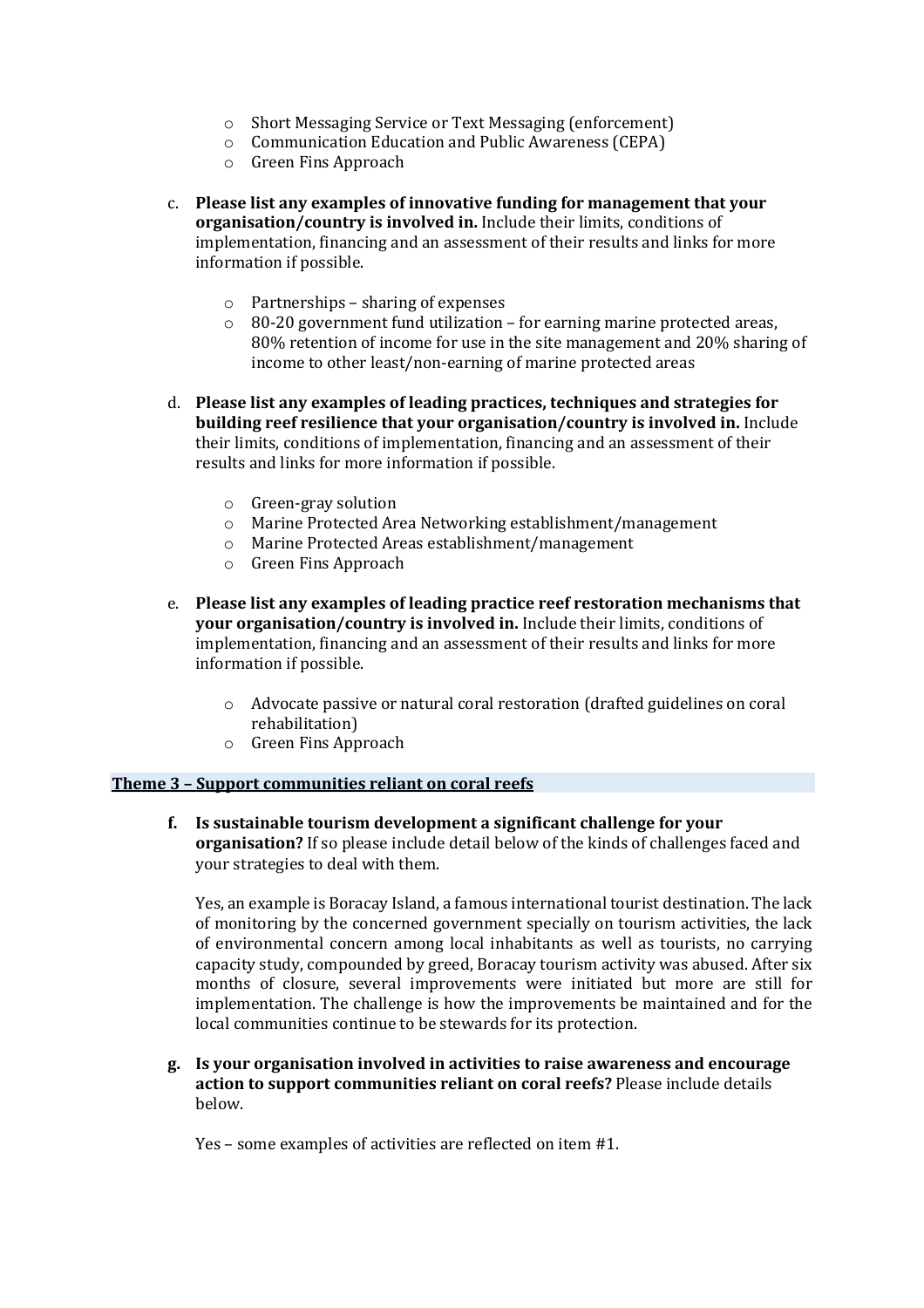- Short Messaging Service or Text Messaging (enforcement)
- Communication Education and Public Awareness (CEPA)
- Green Fins Approach

c. **Please list any examples of innovative funding for management that your organisation/country is involved in.** Include their limits, conditions of implementation, financing and an assessment of their results and links for more information if possible.

- Partnerships – sharing of expenses
- 80-20 government fund utilization – for earning marine protected areas, 80% retention of income for use in the site management and 20% sharing of income to other least/non-earning of marine protected areas

d. **Please list any examples of leading practices, techniques and strategies for building reef resilience that your organisation/country is involved in.** Include their limits, conditions of implementation, financing and an assessment of their results and links for more information if possible.

- Green-gray solution
- Marine Protected Area Networking establishment/management
- Marine Protected Areas establishment/management
- Green Fins Approach

e. **Please list any examples of leading practice reef restoration mechanisms that your organisation/country is involved in.** Include their limits, conditions of implementation, financing and an assessment of their results and links for more information if possible.

- Advocate passive or natural coral restoration (drafted guidelines on coral rehabilitation)
- Green Fins Approach

## Theme 3 – Support communities reliant on coral reefs

**f. Is sustainable tourism development a significant challenge for your organisation?** If so please include detail below of the kinds of challenges faced and your strategies to deal with them.

Yes, an example is Boracay Island, a famous international tourist destination. The lack of monitoring by the concerned government specially on tourism activities, the lack of environmental concern among local inhabitants as well as tourists, no carrying capacity study, compounded by greed, Boracay tourism activity was abused. After six months of closure, several improvements were initiated but more are still for implementation. The challenge is how the improvements be maintained and for the local communities continue to be stewards for its protection.

**g. Is your organisation involved in activities to raise awareness and encourage action to support communities reliant on coral reefs?** Please include details below.

Yes – some examples of activities are reflected on item #1.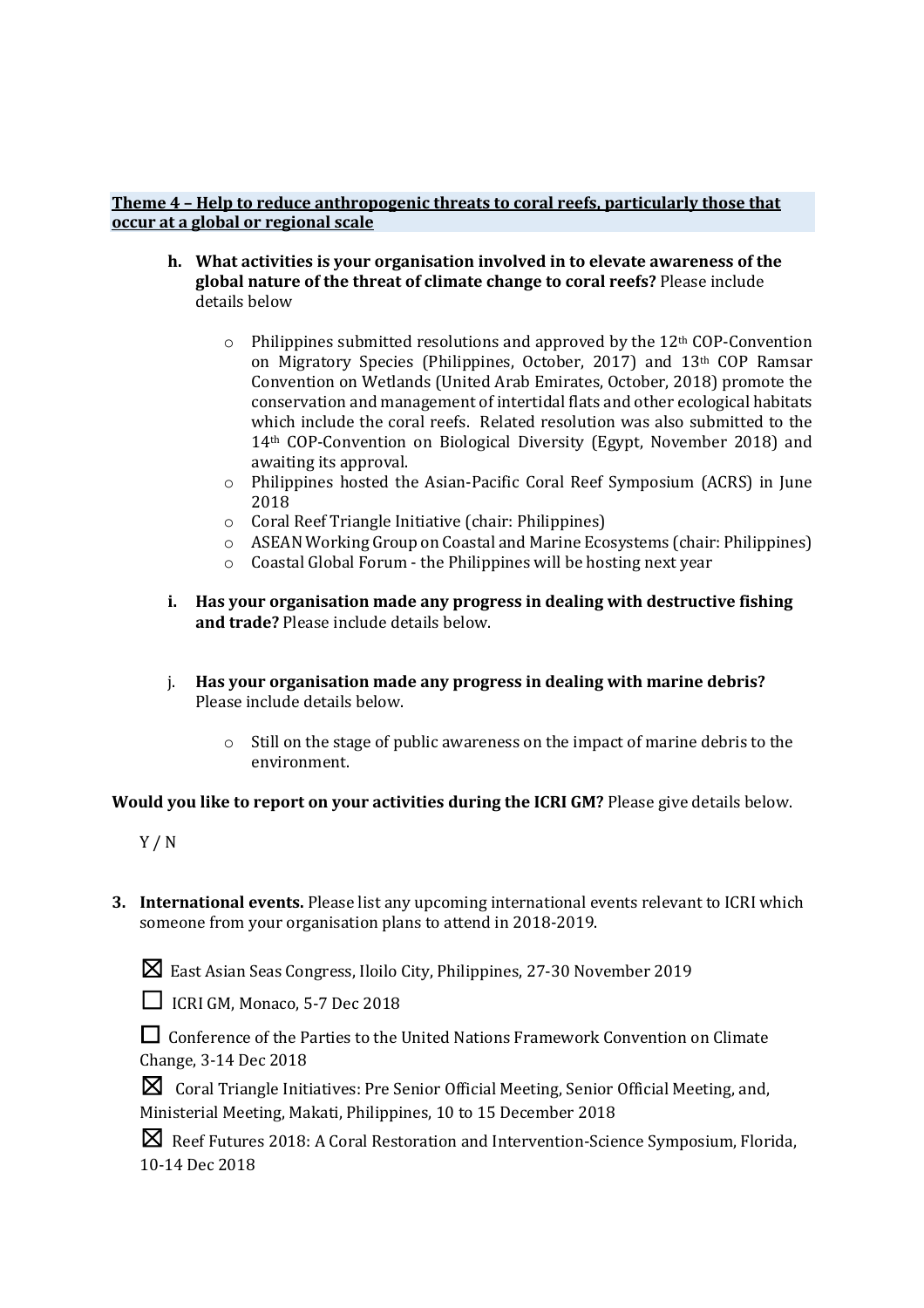**Theme 4 – Help to reduce anthropogenic threats to coral reefs, particularly those that occur at a global or regional scale**

h. **What activities is your organisation involved in to elevate awareness of the global nature of the threat of climate change to coral reefs?** Please include details below

   - Philippines submitted resolutions and approved by the 12th COP-Convention on Migratory Species (Philippines, October, 2017) and 13th COP Ramsar Convention on Wetlands (United Arab Emirates, October, 2018) promote the conservation and management of intertidal flats and other ecological habitats which include the coral reefs. Related resolution was also submitted to the 14th COP-Convention on Biological Diversity (Egypt, November 2018) and awaiting its approval.
   - Philippines hosted the Asian-Pacific Coral Reef Symposium (ACRS) in June 2018
   - Coral Reef Triangle Initiative (chair: Philippines)
   - ASEAN Working Group on Coastal and Marine Ecosystems (chair: Philippines)
   - Coastal Global Forum - the Philippines will be hosting next year

i. **Has your organisation made any progress in dealing with destructive fishing and trade?** Please include details below.

j. **Has your organisation made any progress in dealing with marine debris?** Please include details below.

   - Still on the stage of public awareness on the impact of marine debris to the environment.

**Would you like to report on your activities during the ICRI GM?** Please give details below.

Y / N

3. **International events.** Please list any upcoming international events relevant to ICRI which someone from your organisation plans to attend in 2018-2019.

☒ East Asian Seas Congress, Iloilo City, Philippines, 27-30 November 2019

☐ ICRI GM, Monaco, 5-7 Dec 2018

☐ Conference of the Parties to the United Nations Framework Convention on Climate Change, 3-14 Dec 2018

☒ Coral Triangle Initiatives: Pre Senior Official Meeting, Senior Official Meeting, and, Ministerial Meeting, Makati, Philippines, 10 to 15 December 2018

☒ Reef Futures 2018: A Coral Restoration and Intervention-Science Symposium, Florida, 10-14 Dec 2018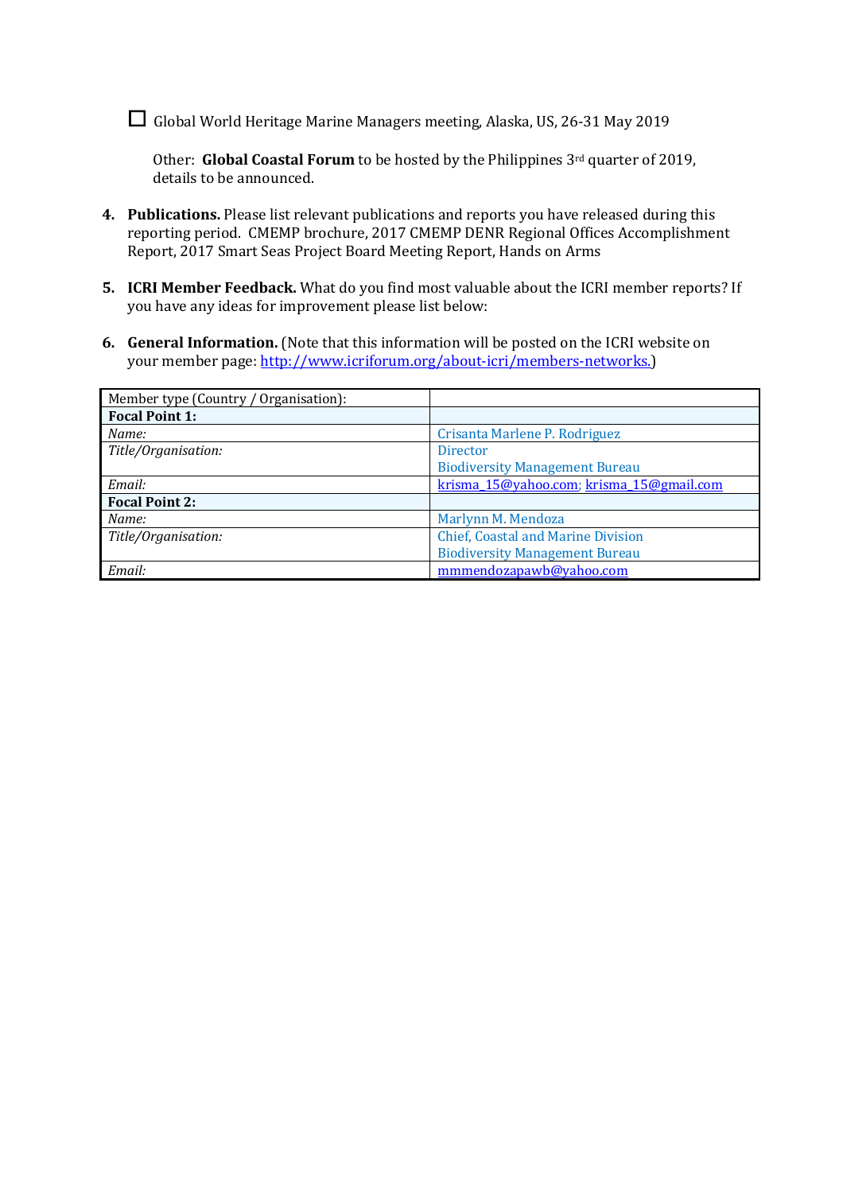☐ Global World Heritage Marine Managers meeting, Alaska, US, 26-31 May 2019

Other: **Global Coastal Forum** to be hosted by the Philippines 3rd quarter of 2019, details to be announced.

4. **Publications.** Please list relevant publications and reports you have released during this reporting period. CMEMP brochure, 2017 CMEMP DENR Regional Offices Accomplishment Report, 2017 Smart Seas Project Board Meeting Report, Hands on Arms

5. **ICRI Member Feedback.** What do you find most valuable about the ICRI member reports? If you have any ideas for improvement please list below:

6. **General Information.** (Note that this information will be posted on the ICRI website on your member page: http://www.icriforum.org/about-icri/members-networks.)

| | |
|---|---|
| Member type (Country / Organisation): | |
| **Focal Point 1:** | |
| *Name:* | Crisanta Marlene P. Rodriguez |
| *Title/Organisation:* | Director<br>Biodiversity Management Bureau |
| *Email:* | krisma_15@yahoo.com; krisma_15@gmail.com |
| **Focal Point 2:** | |
| *Name:* | Marlynn M. Mendoza |
| *Title/Organisation:* | Chief, Coastal and Marine Division<br>Biodiversity Management Bureau |
| *Email:* | mmmendozapawb@yahoo.com |